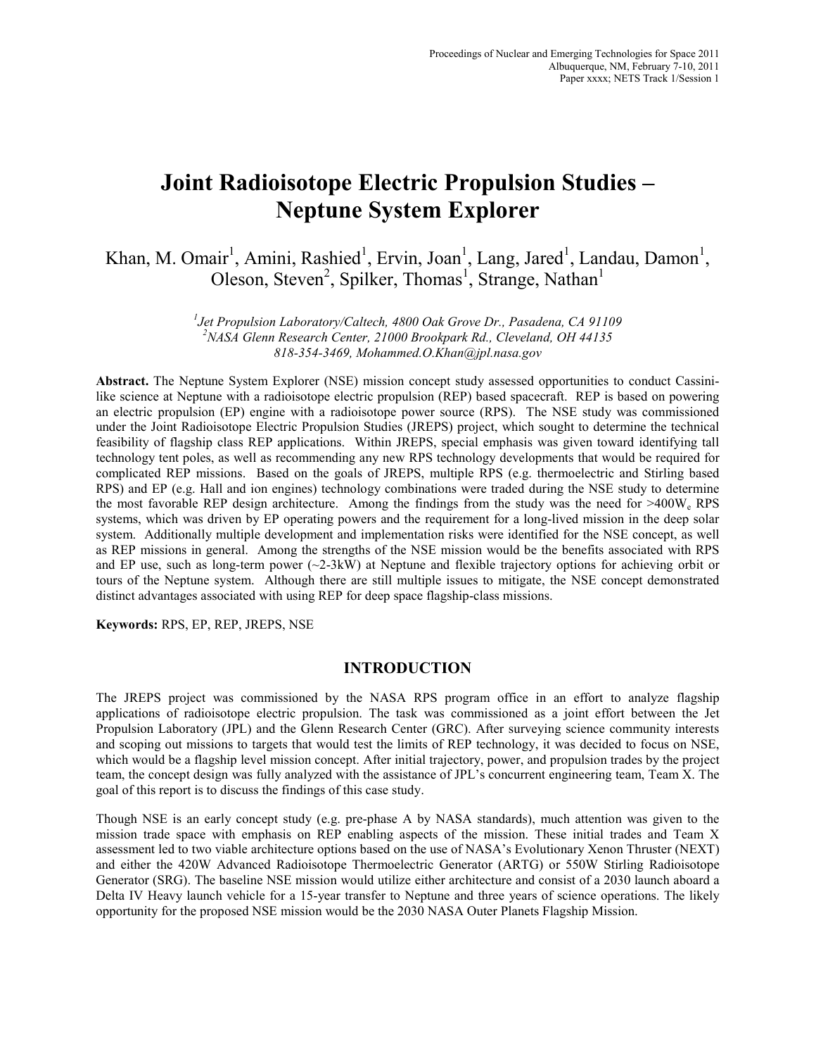# Joint Radioisotope Electric Propulsion Studies – Neptune System Explorer

Khan, M. Omair[1], Amini, Rashied[1], Ervin, Joan[1], Lang, Jared[1], Landau, Damon[1], Oleson, Steven[2], Spilker, Thomas[1], Strange, Nathan[1]

*[1]Jet Propulsion Laboratory/Caltech, 4800 Oak Grove Dr., Pasadena, CA 91109*
*[2]NASA Glenn Research Center, 21000 Brookpark Rd., Cleveland, OH 44135*
*818-354-3469, Mohammed.O.Khan@jpl.nasa.gov*

**Abstract.** The Neptune System Explorer (NSE) mission concept study assessed opportunities to conduct Cassini-like science at Neptune with a radioisotope electric propulsion (REP) based spacecraft. REP is based on powering an electric propulsion (EP) engine with a radioisotope power source (RPS). The NSE study was commissioned under the Joint Radioisotope Electric Propulsion Studies (JREPS) project, which sought to determine the technical feasibility of flagship class REP applications. Within JREPS, special emphasis was given toward identifying tall technology tent poles, as well as recommending any new RPS technology developments that would be required for complicated REP missions. Based on the goals of JREPS, multiple RPS (e.g. thermoelectric and Stirling based RPS) and EP (e.g. Hall and ion engines) technology combinations were traded during the NSE study to determine the most favorable REP design architecture. Among the findings from the study was the need for >400$W_e$ RPS systems, which was driven by EP operating powers and the requirement for a long-lived mission in the deep solar system. Additionally multiple development and implementation risks were identified for the NSE concept, as well as REP missions in general. Among the strengths of the NSE mission would be the benefits associated with RPS and EP use, such as long-term power (~2-3kW) at Neptune and flexible trajectory options for achieving orbit or tours of the Neptune system. Although there are still multiple issues to mitigate, the NSE concept demonstrated distinct advantages associated with using REP for deep space flagship-class missions.

**Keywords:** RPS, EP, REP, JREPS, NSE

## INTRODUCTION

The JREPS project was commissioned by the NASA RPS program office in an effort to analyze flagship applications of radioisotope electric propulsion. The task was commissioned as a joint effort between the Jet Propulsion Laboratory (JPL) and the Glenn Research Center (GRC). After surveying science community interests and scoping out missions to targets that would test the limits of REP technology, it was decided to focus on NSE, which would be a flagship level mission concept. After initial trajectory, power, and propulsion trades by the project team, the concept design was fully analyzed with the assistance of JPL's concurrent engineering team, Team X. The goal of this report is to discuss the findings of this case study.

Though NSE is an early concept study (e.g. pre-phase A by NASA standards), much attention was given to the mission trade space with emphasis on REP enabling aspects of the mission. These initial trades and Team X assessment led to two viable architecture options based on the use of NASA's Evolutionary Xenon Thruster (NEXT) and either the 420W Advanced Radioisotope Thermoelectric Generator (ARTG) or 550W Stirling Radioisotope Generator (SRG). The baseline NSE mission would utilize either architecture and consist of a 2030 launch aboard a Delta IV Heavy launch vehicle for a 15-year transfer to Neptune and three years of science operations. The likely opportunity for the proposed NSE mission would be the 2030 NASA Outer Planets Flagship Mission.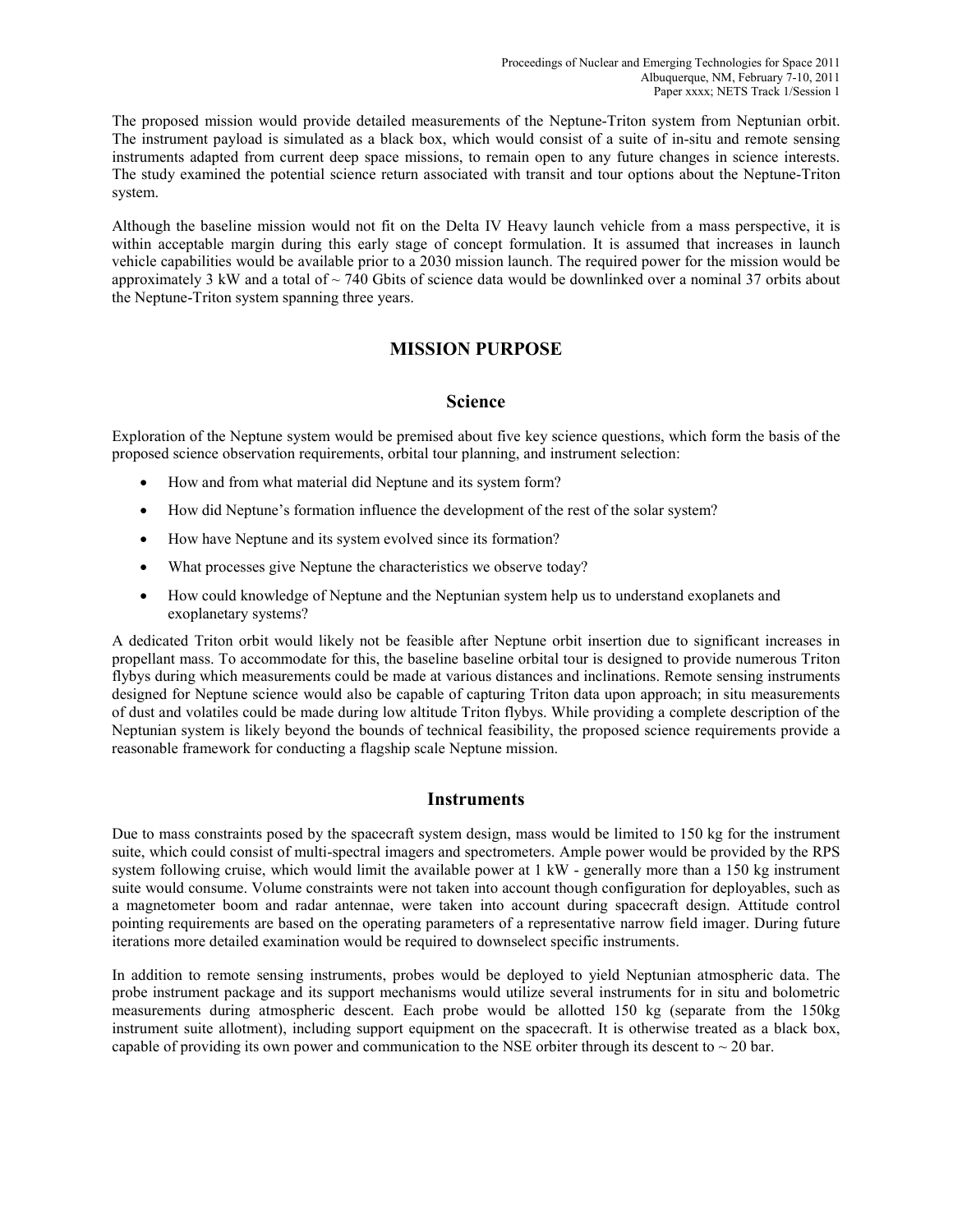The proposed mission would provide detailed measurements of the Neptune-Triton system from Neptunian orbit. The instrument payload is simulated as a black box, which would consist of a suite of in-situ and remote sensing instruments adapted from current deep space missions, to remain open to any future changes in science interests. The study examined the potential science return associated with transit and tour options about the Neptune-Triton system.

Although the baseline mission would not fit on the Delta IV Heavy launch vehicle from a mass perspective, it is within acceptable margin during this early stage of concept formulation. It is assumed that increases in launch vehicle capabilities would be available prior to a 2030 mission launch. The required power for the mission would be approximately 3 kW and a total of ~ 740 Gbits of science data would be downlinked over a nominal 37 orbits about the Neptune-Triton system spanning three years.

## MISSION PURPOSE

### Science

Exploration of the Neptune system would be premised about five key science questions, which form the basis of the proposed science observation requirements, orbital tour planning, and instrument selection:

- How and from what material did Neptune and its system form?
- How did Neptune's formation influence the development of the rest of the solar system?
- How have Neptune and its system evolved since its formation?
- What processes give Neptune the characteristics we observe today?
- How could knowledge of Neptune and the Neptunian system help us to understand exoplanets and exoplanetary systems?

A dedicated Triton orbit would likely not be feasible after Neptune orbit insertion due to significant increases in propellant mass. To accommodate for this, the baseline baseline orbital tour is designed to provide numerous Triton flybys during which measurements could be made at various distances and inclinations. Remote sensing instruments designed for Neptune science would also be capable of capturing Triton data upon approach; in situ measurements of dust and volatiles could be made during low altitude Triton flybys. While providing a complete description of the Neptunian system is likely beyond the bounds of technical feasibility, the proposed science requirements provide a reasonable framework for conducting a flagship scale Neptune mission.

### Instruments

Due to mass constraints posed by the spacecraft system design, mass would be limited to 150 kg for the instrument suite, which could consist of multi-spectral imagers and spectrometers. Ample power would be provided by the RPS system following cruise, which would limit the available power at 1 kW - generally more than a 150 kg instrument suite would consume. Volume constraints were not taken into account though configuration for deployables, such as a magnetometer boom and radar antennae, were taken into account during spacecraft design. Attitude control pointing requirements are based on the operating parameters of a representative narrow field imager. During future iterations more detailed examination would be required to downselect specific instruments.

In addition to remote sensing instruments, probes would be deployed to yield Neptunian atmospheric data. The probe instrument package and its support mechanisms would utilize several instruments for in situ and bolometric measurements during atmospheric descent. Each probe would be allotted 150 kg (separate from the 150kg instrument suite allotment), including support equipment on the spacecraft. It is otherwise treated as a black box, capable of providing its own power and communication to the NSE orbiter through its descent to ~ 20 bar.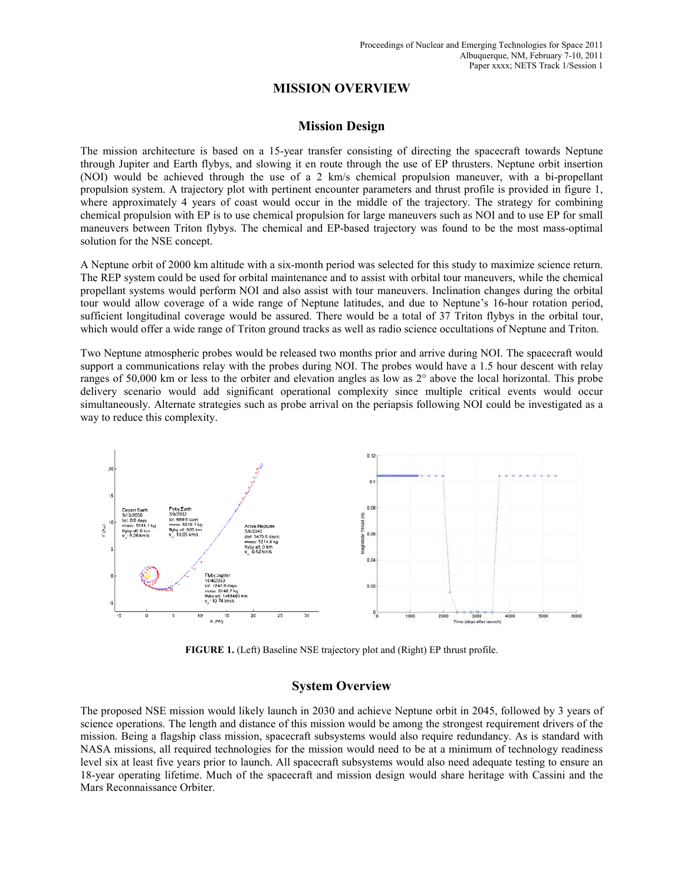# MISSION OVERVIEW

## Mission Design

The mission architecture is based on a 15-year transfer consisting of directing the spacecraft towards Neptune through Jupiter and Earth flybys, and slowing it en route through the use of EP thrusters. Neptune orbit insertion (NOI) would be achieved through the use of a 2 km/s chemical propulsion maneuver, with a bi-propellant propulsion system. A trajectory plot with pertinent encounter parameters and thrust profile is provided in figure 1, where approximately 4 years of coast would occur in the middle of the trajectory. The strategy for combining chemical propulsion with EP is to use chemical propulsion for large maneuvers such as NOI and to use EP for small maneuvers between Triton flybys. The chemical and EP-based trajectory was found to be the most mass-optimal solution for the NSE concept.

A Neptune orbit of 2000 km altitude with a six-month period was selected for this study to maximize science return. The REP system could be used for orbital maintenance and to assist with orbital tour maneuvers, while the chemical propellant systems would perform NOI and also assist with tour maneuvers. Inclination changes during the orbital tour would allow coverage of a wide range of Neptune latitudes, and due to Neptune's 16-hour rotation period, sufficient longitudinal coverage would be assured. There would be a total of 37 Triton flybys in the orbital tour, which would offer a wide range of Triton ground tracks as well as radio science occultations of Neptune and Triton.

Two Neptune atmospheric probes would be released two months prior and arrive during NOI. The spacecraft would support a communications relay with the probes during NOI. The probes would have a 1.5 hour descent with relay ranges of 50,000 km or less to the orbiter and elevation angles as low as 2° above the local horizontal. This probe delivery scenario would add significant operational complexity since multiple critical events would occur simultaneously. Alternate strategies such as probe arrival on the periapsis following NOI could be investigated as a way to reduce this complexity.

**FIGURE 1.** (Left) Baseline NSE trajectory plot and (Right) EP thrust profile.

## System Overview

The proposed NSE mission would likely launch in 2030 and achieve Neptune orbit in 2045, followed by 3 years of science operations. The length and distance of this mission would be among the strongest requirement drivers of the mission. Being a flagship class mission, spacecraft subsystems would also require redundancy. As is standard with NASA missions, all required technologies for the mission would need to be at a minimum of technology readiness level six at least five years prior to launch. All spacecraft subsystems would also need adequate testing to ensure an 18-year operating lifetime. Much of the spacecraft and mission design would share heritage with Cassini and the Mars Reconnaissance Orbiter.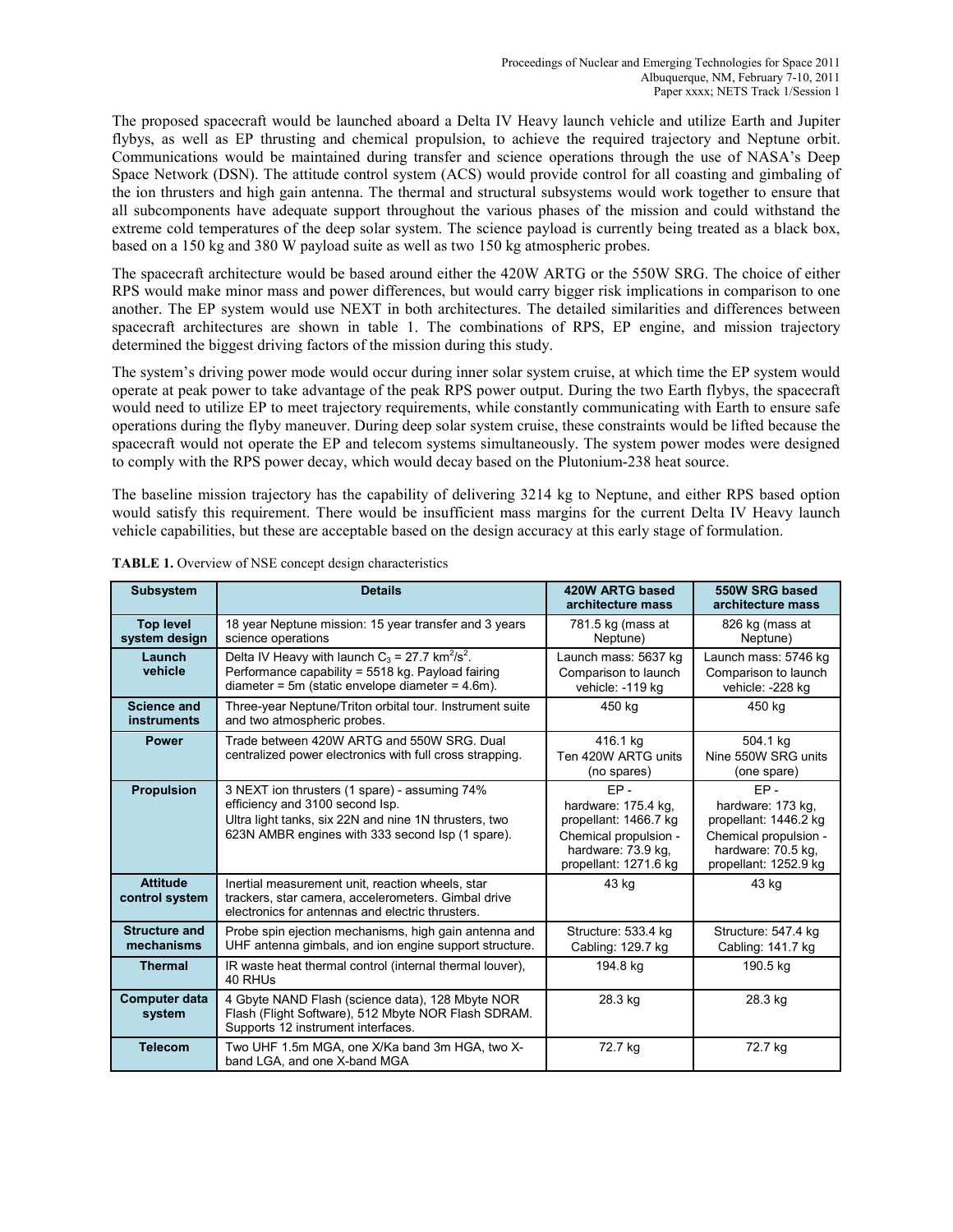The proposed spacecraft would be launched aboard a Delta IV Heavy launch vehicle and utilize Earth and Jupiter flybys, as well as EP thrusting and chemical propulsion, to achieve the required trajectory and Neptune orbit. Communications would be maintained during transfer and science operations through the use of NASA's Deep Space Network (DSN). The attitude control system (ACS) would provide control for all coasting and gimbaling of the ion thrusters and high gain antenna. The thermal and structural subsystems would work together to ensure that all subcomponents have adequate support throughout the various phases of the mission and could withstand the extreme cold temperatures of the deep solar system. The science payload is currently being treated as a black box, based on a 150 kg and 380 W payload suite as well as two 150 kg atmospheric probes.

The spacecraft architecture would be based around either the 420W ARTG or the 550W SRG. The choice of either RPS would make minor mass and power differences, but would carry bigger risk implications in comparison to one another. The EP system would use NEXT in both architectures. The detailed similarities and differences between spacecraft architectures are shown in table 1. The combinations of RPS, EP engine, and mission trajectory determined the biggest driving factors of the mission during this study.

The system's driving power mode would occur during inner solar system cruise, at which time the EP system would operate at peak power to take advantage of the peak RPS power output. During the two Earth flybys, the spacecraft would need to utilize EP to meet trajectory requirements, while constantly communicating with Earth to ensure safe operations during the flyby maneuver. During deep solar system cruise, these constraints would be lifted because the spacecraft would not operate the EP and telecom systems simultaneously. The system power modes were designed to comply with the RPS power decay, which would decay based on the Plutonium-238 heat source.

The baseline mission trajectory has the capability of delivering 3214 kg to Neptune, and either RPS based option would satisfy this requirement. There would be insufficient mass margins for the current Delta IV Heavy launch vehicle capabilities, but these are acceptable based on the design accuracy at this early stage of formulation.

**TABLE 1.** Overview of NSE concept design characteristics

| Subsystem | Details | 420W ARTG based architecture mass | 550W SRG based architecture mass |
|---|---|---|---|
| **Top level system design** | 18 year Neptune mission: 15 year transfer and 3 years science operations | 781.5 kg (mass at Neptune) | 826 kg (mass at Neptune) |
| **Launch vehicle** | Delta IV Heavy with launch $C_3 = 27.7\ km^2/s^2$. Performance capability = 5518 kg. Payload fairing diameter = 5m (static envelope diameter = 4.6m). | Launch mass: 5637 kg Comparison to launch vehicle: -119 kg | Launch mass: 5746 kg Comparison to launch vehicle: -228 kg |
| **Science and instruments** | Three-year Neptune/Triton orbital tour. Instrument suite and two atmospheric probes. | 450 kg | 450 kg |
| **Power** | Trade between 420W ARTG and 550W SRG. Dual centralized power electronics with full cross strapping. | 416.1 kg Ten 420W ARTG units (no spares) | 504.1 kg Nine 550W SRG units (one spare) |
| **Propulsion** | 3 NEXT ion thrusters (1 spare) - assuming 74% efficiency and 3100 second Isp. Ultra light tanks, six 22N and nine 1N thrusters, two 623N AMBR engines with 333 second Isp (1 spare). | EP - hardware: 175.4 kg, propellant: 1466.7 kg Chemical propulsion - hardware: 73.9 kg, propellant: 1271.6 kg | EP - hardware: 173 kg, propellant: 1446.2 kg Chemical propulsion - hardware: 70.5 kg, propellant: 1252.9 kg |
| **Attitude control system** | Inertial measurement unit, reaction wheels, star trackers, star camera, accelerometers. Gimbal drive electronics for antennas and electric thrusters. | 43 kg | 43 kg |
| **Structure and mechanisms** | Probe spin ejection mechanisms, high gain antenna and UHF antenna gimbals, and ion engine support structure. | Structure: 533.4 kg Cabling: 129.7 kg | Structure: 547.4 kg Cabling: 141.7 kg |
| **Thermal** | IR waste heat thermal control (internal thermal louver), 40 RHUs | 194.8 kg | 190.5 kg |
| **Computer data system** | 4 Gbyte NAND Flash (science data), 128 Mbyte NOR Flash (Flight Software), 512 Mbyte NOR Flash SDRAM. Supports 12 instrument interfaces. | 28.3 kg | 28.3 kg |
| **Telecom** | Two UHF 1.5m MGA, one X/Ka band 3m HGA, two X-band LGA, and one X-band MGA | 72.7 kg | 72.7 kg |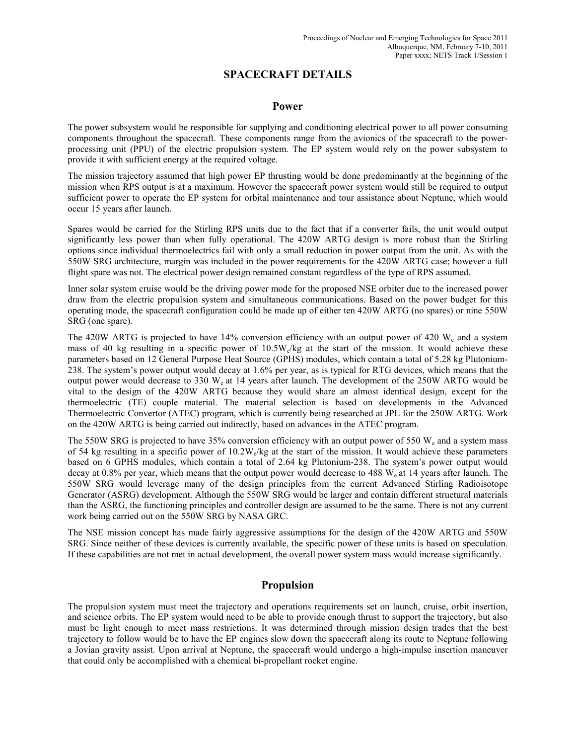# SPACECRAFT DETAILS

## Power

The power subsystem would be responsible for supplying and conditioning electrical power to all power consuming components throughout the spacecraft. These components range from the avionics of the spacecraft to the power-processing unit (PPU) of the electric propulsion system. The EP system would rely on the power subsystem to provide it with sufficient energy at the required voltage.

The mission trajectory assumed that high power EP thrusting would be done predominantly at the beginning of the mission when RPS output is at a maximum. However the spacecraft power system would still be required to output sufficient power to operate the EP system for orbital maintenance and tour assistance about Neptune, which would occur 15 years after launch.

Spares would be carried for the Stirling RPS units due to the fact that if a converter fails, the unit would output significantly less power than when fully operational. The 420W ARTG design is more robust than the Stirling options since individual thermoelectrics fail with only a small reduction in power output from the unit. As with the 550W SRG architecture, margin was included in the power requirements for the 420W ARTG case; however a full flight spare was not. The electrical power design remained constant regardless of the type of RPS assumed.

Inner solar system cruise would be the driving power mode for the proposed NSE orbiter due to the increased power draw from the electric propulsion system and simultaneous communications. Based on the power budget for this operating mode, the spacecraft configuration could be made up of either ten 420W ARTG (no spares) or nine 550W SRG (one spare).

The 420W ARTG is projected to have 14% conversion efficiency with an output power of 420 $W_e$ and a system mass of 40 kg resulting in a specific power of 10.5$W_e$/kg at the start of the mission. It would achieve these parameters based on 12 General Purpose Heat Source (GPHS) modules, which contain a total of 5.28 kg Plutonium-238. The system's power output would decay at 1.6% per year, as is typical for RTG devices, which means that the output power would decrease to 330 $W_e$ at 14 years after launch. The development of the 250W ARTG would be vital to the design of the 420W ARTG because they would share an almost identical design, except for the thermoelectric (TE) couple material. The material selection is based on developments in the Advanced Thermoelectric Convertor (ATEC) program, which is currently being researched at JPL for the 250W ARTG. Work on the 420W ARTG is being carried out indirectly, based on advances in the ATEC program.

The 550W SRG is projected to have 35% conversion efficiency with an output power of 550 $W_e$ and a system mass of 54 kg resulting in a specific power of 10.2$W_e$/kg at the start of the mission. It would achieve these parameters based on 6 GPHS modules, which contain a total of 2.64 kg Plutonium-238. The system's power output would decay at 0.8% per year, which means that the output power would decrease to 488 $W_e$ at 14 years after launch. The 550W SRG would leverage many of the design principles from the current Advanced Stirling Radioisotope Generator (ASRG) development. Although the 550W SRG would be larger and contain different structural materials than the ASRG, the functioning principles and controller design are assumed to be the same. There is not any current work being carried out on the 550W SRG by NASA GRC.

The NSE mission concept has made fairly aggressive assumptions for the design of the 420W ARTG and 550W SRG. Since neither of these devices is currently available, the specific power of these units is based on speculation. If these capabilities are not met in actual development, the overall power system mass would increase significantly.

## Propulsion

The propulsion system must meet the trajectory and operations requirements set on launch, cruise, orbit insertion, and science orbits. The EP system would need to be able to provide enough thrust to support the trajectory, but also must be light enough to meet mass restrictions. It was determined through mission design trades that the best trajectory to follow would be to have the EP engines slow down the spacecraft along its route to Neptune following a Jovian gravity assist. Upon arrival at Neptune, the spacecraft would undergo a high-impulse insertion maneuver that could only be accomplished with a chemical bi-propellant rocket engine.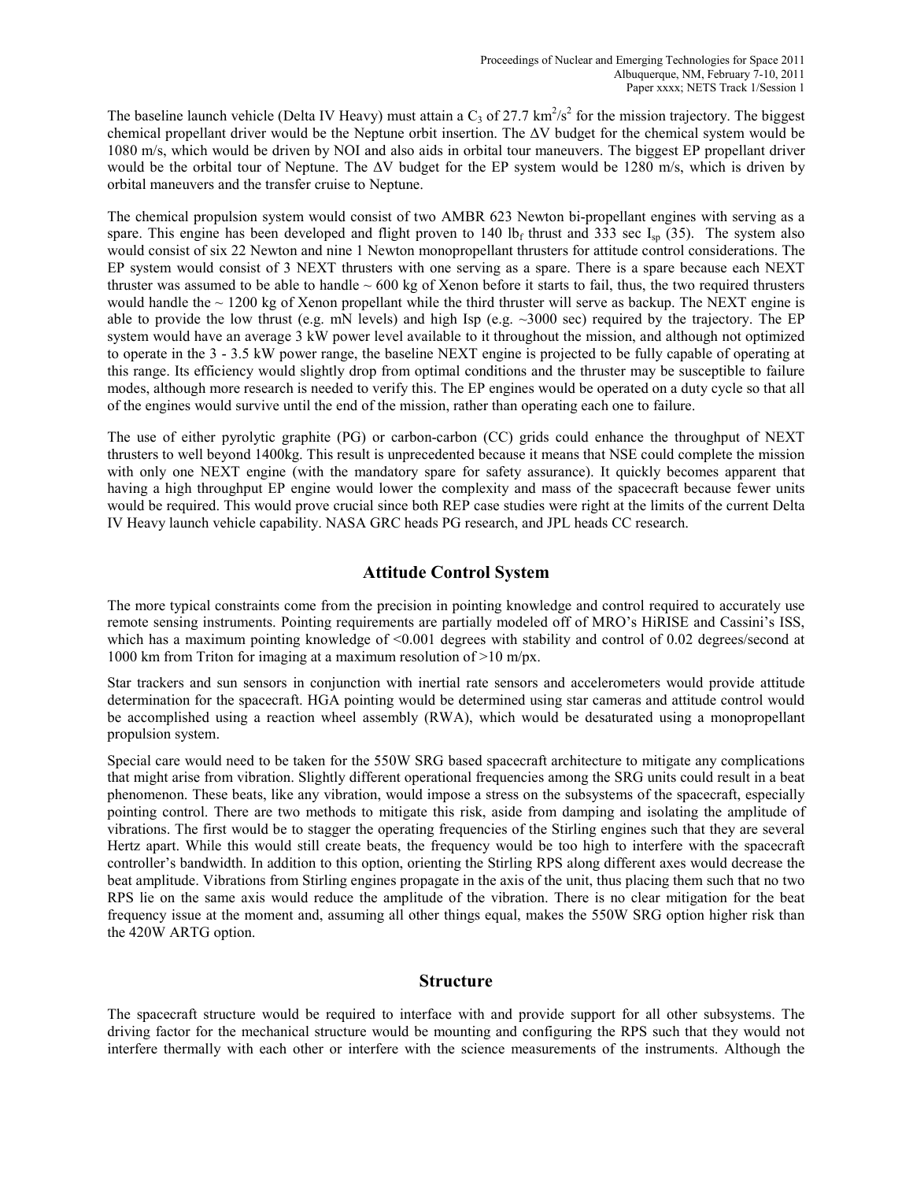The baseline launch vehicle (Delta IV Heavy) must attain a $C_3$ of 27.7 $km^2/s^2$ for the mission trajectory. The biggest chemical propellant driver would be the Neptune orbit insertion. The $\Delta V$ budget for the chemical system would be 1080 m/s, which would be driven by NOI and also aids in orbital tour maneuvers. The biggest EP propellant driver would be the orbital tour of Neptune. The $\Delta V$ budget for the EP system would be 1280 m/s, which is driven by orbital maneuvers and the transfer cruise to Neptune.

The chemical propulsion system would consist of two AMBR 623 Newton bi-propellant engines with serving as a spare. This engine has been developed and flight proven to 140 $lb_f$ thrust and 333 sec $I_{sp}$ (35). The system also would consist of six 22 Newton and nine 1 Newton monopropellant thrusters for attitude control considerations. The EP system would consist of 3 NEXT thrusters with one serving as a spare. There is a spare because each NEXT thruster was assumed to be able to handle ~ 600 kg of Xenon before it starts to fail, thus, the two required thrusters would handle the ~ 1200 kg of Xenon propellant while the third thruster will serve as backup. The NEXT engine is able to provide the low thrust (e.g. mN levels) and high Isp (e.g. ~3000 sec) required by the trajectory. The EP system would have an average 3 kW power level available to it throughout the mission, and although not optimized to operate in the 3 - 3.5 kW power range, the baseline NEXT engine is projected to be fully capable of operating at this range. Its efficiency would slightly drop from optimal conditions and the thruster may be susceptible to failure modes, although more research is needed to verify this. The EP engines would be operated on a duty cycle so that all of the engines would survive until the end of the mission, rather than operating each one to failure.

The use of either pyrolytic graphite (PG) or carbon-carbon (CC) grids could enhance the throughput of NEXT thrusters to well beyond 1400kg. This result is unprecedented because it means that NSE could complete the mission with only one NEXT engine (with the mandatory spare for safety assurance). It quickly becomes apparent that having a high throughput EP engine would lower the complexity and mass of the spacecraft because fewer units would be required. This would prove crucial since both REP case studies were right at the limits of the current Delta IV Heavy launch vehicle capability. NASA GRC heads PG research, and JPL heads CC research.

## Attitude Control System

The more typical constraints come from the precision in pointing knowledge and control required to accurately use remote sensing instruments. Pointing requirements are partially modeled off of MRO's HiRISE and Cassini's ISS, which has a maximum pointing knowledge of <0.001 degrees with stability and control of 0.02 degrees/second at 1000 km from Triton for imaging at a maximum resolution of >10 m/px.

Star trackers and sun sensors in conjunction with inertial rate sensors and accelerometers would provide attitude determination for the spacecraft. HGA pointing would be determined using star cameras and attitude control would be accomplished using a reaction wheel assembly (RWA), which would be desaturated using a monopropellant propulsion system.

Special care would need to be taken for the 550W SRG based spacecraft architecture to mitigate any complications that might arise from vibration. Slightly different operational frequencies among the SRG units could result in a beat phenomenon. These beats, like any vibration, would impose a stress on the subsystems of the spacecraft, especially pointing control. There are two methods to mitigate this risk, aside from damping and isolating the amplitude of vibrations. The first would be to stagger the operating frequencies of the Stirling engines such that they are several Hertz apart. While this would still create beats, the frequency would be too high to interfere with the spacecraft controller's bandwidth. In addition to this option, orienting the Stirling RPS along different axes would decrease the beat amplitude. Vibrations from Stirling engines propagate in the axis of the unit, thus placing them such that no two RPS lie on the same axis would reduce the amplitude of the vibration. There is no clear mitigation for the beat frequency issue at the moment and, assuming all other things equal, makes the 550W SRG option higher risk than the 420W ARTG option.

## Structure

The spacecraft structure would be required to interface with and provide support for all other subsystems. The driving factor for the mechanical structure would be mounting and configuring the RPS such that they would not interfere thermally with each other or interfere with the science measurements of the instruments. Although the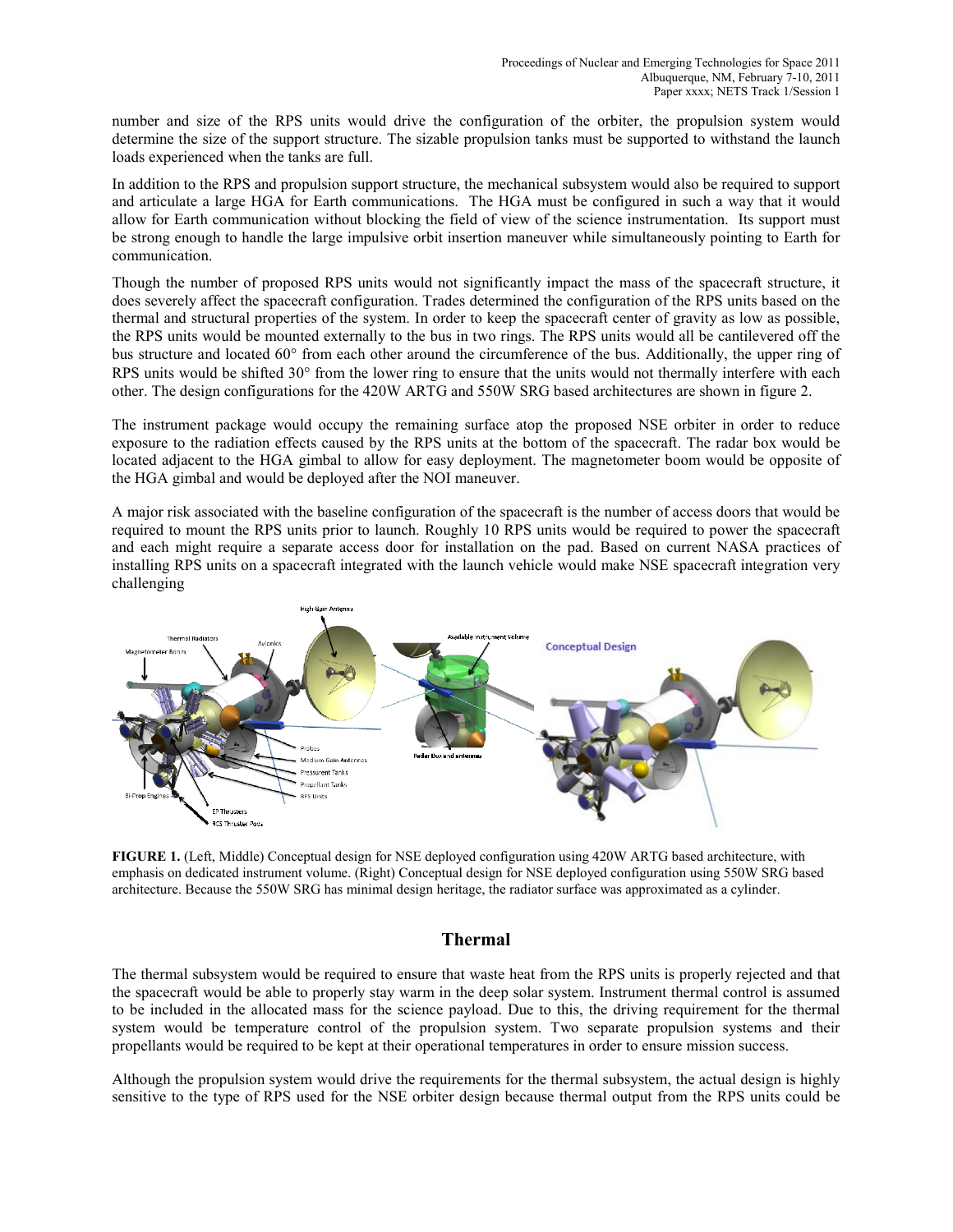number and size of the RPS units would drive the configuration of the orbiter, the propulsion system would determine the size of the support structure. The sizable propulsion tanks must be supported to withstand the launch loads experienced when the tanks are full.

In addition to the RPS and propulsion support structure, the mechanical subsystem would also be required to support and articulate a large HGA for Earth communications. The HGA must be configured in such a way that it would allow for Earth communication without blocking the field of view of the science instrumentation. Its support must be strong enough to handle the large impulsive orbit insertion maneuver while simultaneously pointing to Earth for communication.

Though the number of proposed RPS units would not significantly impact the mass of the spacecraft structure, it does severely affect the spacecraft configuration. Trades determined the configuration of the RPS units based on the thermal and structural properties of the system. In order to keep the spacecraft center of gravity as low as possible, the RPS units would be mounted externally to the bus in two rings. The RPS units would all be cantilevered off the bus structure and located 60° from each other around the circumference of the bus. Additionally, the upper ring of RPS units would be shifted 30° from the lower ring to ensure that the units would not thermally interfere with each other. The design configurations for the 420W ARTG and 550W SRG based architectures are shown in figure 2.

The instrument package would occupy the remaining surface atop the proposed NSE orbiter in order to reduce exposure to the radiation effects caused by the RPS units at the bottom of the spacecraft. The radar box would be located adjacent to the HGA gimbal to allow for easy deployment. The magnetometer boom would be opposite of the HGA gimbal and would be deployed after the NOI maneuver.

A major risk associated with the baseline configuration of the spacecraft is the number of access doors that would be required to mount the RPS units prior to launch. Roughly 10 RPS units would be required to power the spacecraft and each might require a separate access door for installation on the pad. Based on current NASA practices of installing RPS units on a spacecraft integrated with the launch vehicle would make NSE spacecraft integration very challenging

**FIGURE 1.** (Left, Middle) Conceptual design for NSE deployed configuration using 420W ARTG based architecture, with emphasis on dedicated instrument volume. (Right) Conceptual design for NSE deployed configuration using 550W SRG based architecture. Because the 550W SRG has minimal design heritage, the radiator surface was approximated as a cylinder.

## Thermal

The thermal subsystem would be required to ensure that waste heat from the RPS units is properly rejected and that the spacecraft would be able to properly stay warm in the deep solar system. Instrument thermal control is assumed to be included in the allocated mass for the science payload. Due to this, the driving requirement for the thermal system would be temperature control of the propulsion system. Two separate propulsion systems and their propellants would be required to be kept at their operational temperatures in order to ensure mission success.

Although the propulsion system would drive the requirements for the thermal subsystem, the actual design is highly sensitive to the type of RPS used for the NSE orbiter design because thermal output from the RPS units could be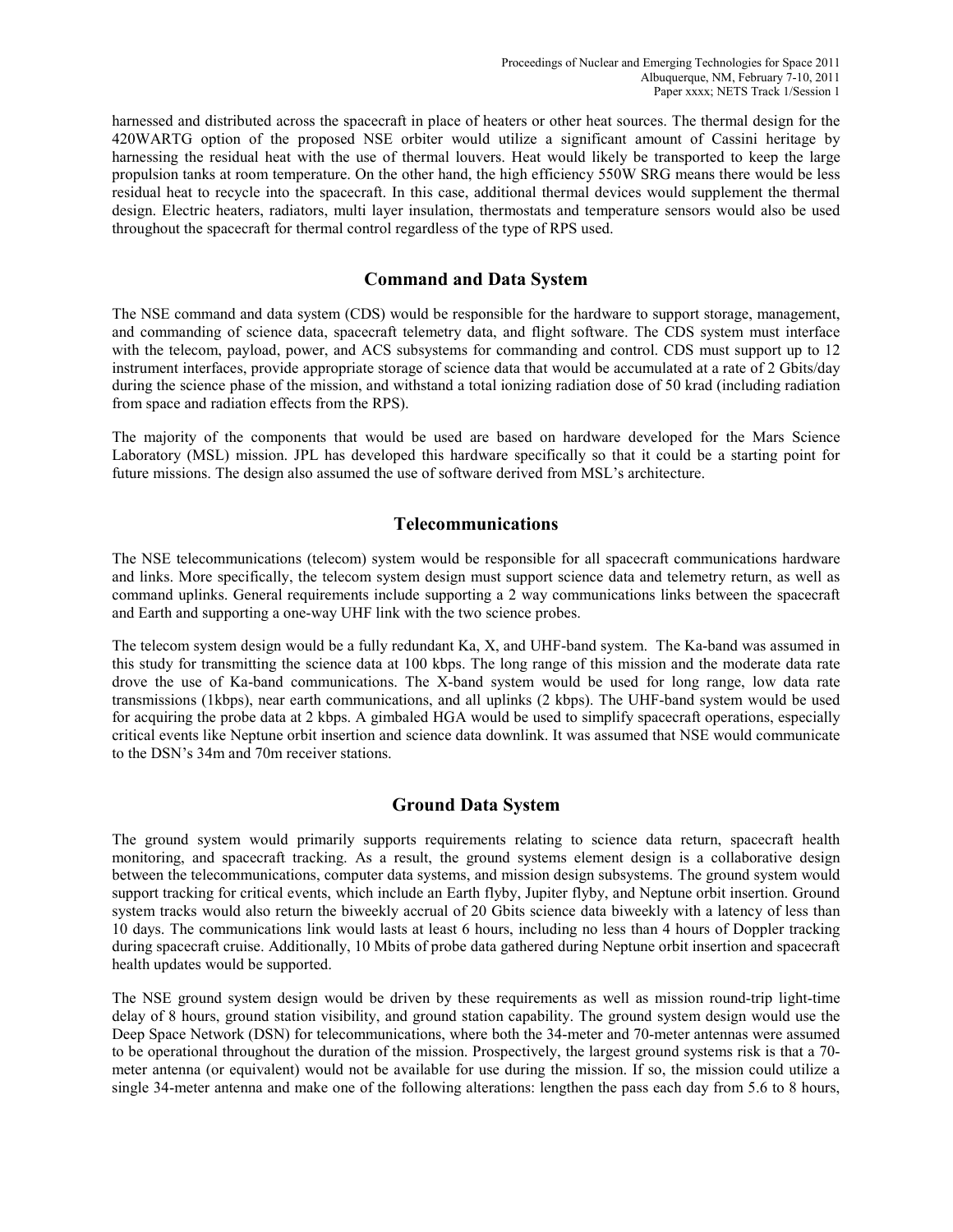harnessed and distributed across the spacecraft in place of heaters or other heat sources. The thermal design for the 420WARTG option of the proposed NSE orbiter would utilize a significant amount of Cassini heritage by harnessing the residual heat with the use of thermal louvers. Heat would likely be transported to keep the large propulsion tanks at room temperature. On the other hand, the high efficiency 550W SRG means there would be less residual heat to recycle into the spacecraft. In this case, additional thermal devices would supplement the thermal design. Electric heaters, radiators, multi layer insulation, thermostats and temperature sensors would also be used throughout the spacecraft for thermal control regardless of the type of RPS used.

## Command and Data System

The NSE command and data system (CDS) would be responsible for the hardware to support storage, management, and commanding of science data, spacecraft telemetry data, and flight software. The CDS system must interface with the telecom, payload, power, and ACS subsystems for commanding and control. CDS must support up to 12 instrument interfaces, provide appropriate storage of science data that would be accumulated at a rate of 2 Gbits/day during the science phase of the mission, and withstand a total ionizing radiation dose of 50 krad (including radiation from space and radiation effects from the RPS).

The majority of the components that would be used are based on hardware developed for the Mars Science Laboratory (MSL) mission. JPL has developed this hardware specifically so that it could be a starting point for future missions. The design also assumed the use of software derived from MSL's architecture.

## Telecommunications

The NSE telecommunications (telecom) system would be responsible for all spacecraft communications hardware and links. More specifically, the telecom system design must support science data and telemetry return, as well as command uplinks. General requirements include supporting a 2 way communications links between the spacecraft and Earth and supporting a one-way UHF link with the two science probes.

The telecom system design would be a fully redundant Ka, X, and UHF-band system. The Ka-band was assumed in this study for transmitting the science data at 100 kbps. The long range of this mission and the moderate data rate drove the use of Ka-band communications. The X-band system would be used for long range, low data rate transmissions (1kbps), near earth communications, and all uplinks (2 kbps). The UHF-band system would be used for acquiring the probe data at 2 kbps. A gimbaled HGA would be used to simplify spacecraft operations, especially critical events like Neptune orbit insertion and science data downlink. It was assumed that NSE would communicate to the DSN's 34m and 70m receiver stations.

## Ground Data System

The ground system would primarily supports requirements relating to science data return, spacecraft health monitoring, and spacecraft tracking. As a result, the ground systems element design is a collaborative design between the telecommunications, computer data systems, and mission design subsystems. The ground system would support tracking for critical events, which include an Earth flyby, Jupiter flyby, and Neptune orbit insertion. Ground system tracks would also return the biweekly accrual of 20 Gbits science data biweekly with a latency of less than 10 days. The communications link would lasts at least 6 hours, including no less than 4 hours of Doppler tracking during spacecraft cruise. Additionally, 10 Mbits of probe data gathered during Neptune orbit insertion and spacecraft health updates would be supported.

The NSE ground system design would be driven by these requirements as well as mission round-trip light-time delay of 8 hours, ground station visibility, and ground station capability. The ground system design would use the Deep Space Network (DSN) for telecommunications, where both the 34-meter and 70-meter antennas were assumed to be operational throughout the duration of the mission. Prospectively, the largest ground systems risk is that a 70-meter antenna (or equivalent) would not be available for use during the mission. If so, the mission could utilize a single 34-meter antenna and make one of the following alterations: lengthen the pass each day from 5.6 to 8 hours,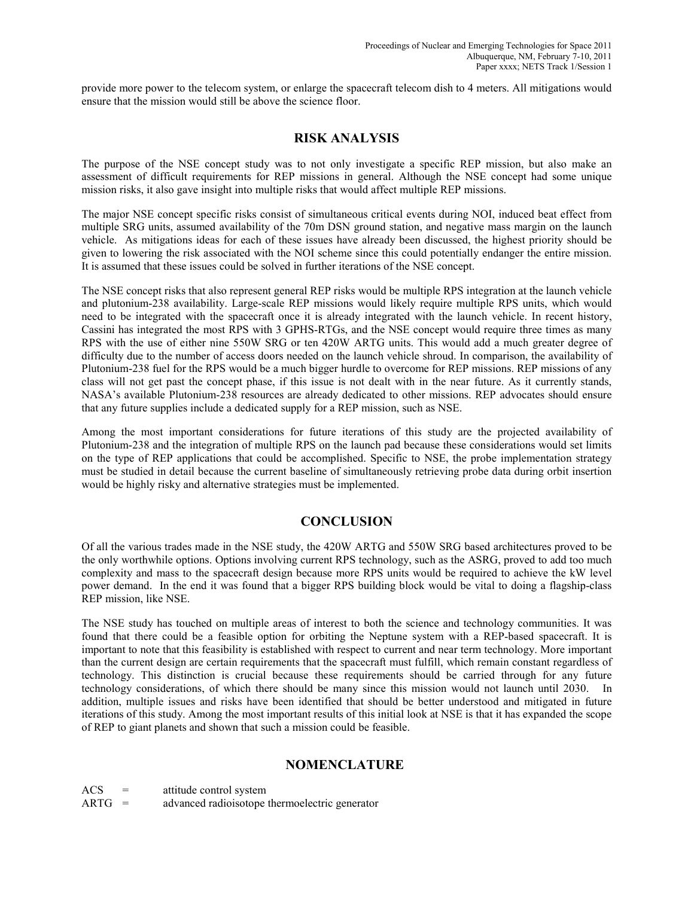provide more power to the telecom system, or enlarge the spacecraft telecom dish to 4 meters. All mitigations would ensure that the mission would still be above the science floor.

## RISK ANALYSIS

The purpose of the NSE concept study was to not only investigate a specific REP mission, but also make an assessment of difficult requirements for REP missions in general. Although the NSE concept had some unique mission risks, it also gave insight into multiple risks that would affect multiple REP missions.

The major NSE concept specific risks consist of simultaneous critical events during NOI, induced beat effect from multiple SRG units, assumed availability of the 70m DSN ground station, and negative mass margin on the launch vehicle. As mitigations ideas for each of these issues have already been discussed, the highest priority should be given to lowering the risk associated with the NOI scheme since this could potentially endanger the entire mission. It is assumed that these issues could be solved in further iterations of the NSE concept.

The NSE concept risks that also represent general REP risks would be multiple RPS integration at the launch vehicle and plutonium-238 availability. Large-scale REP missions would likely require multiple RPS units, which would need to be integrated with the spacecraft once it is already integrated with the launch vehicle. In recent history, Cassini has integrated the most RPS with 3 GPHS-RTGs, and the NSE concept would require three times as many RPS with the use of either nine 550W SRG or ten 420W ARTG units. This would add a much greater degree of difficulty due to the number of access doors needed on the launch vehicle shroud. In comparison, the availability of Plutonium-238 fuel for the RPS would be a much bigger hurdle to overcome for REP missions. REP missions of any class will not get past the concept phase, if this issue is not dealt with in the near future. As it currently stands, NASA's available Plutonium-238 resources are already dedicated to other missions. REP advocates should ensure that any future supplies include a dedicated supply for a REP mission, such as NSE.

Among the most important considerations for future iterations of this study are the projected availability of Plutonium-238 and the integration of multiple RPS on the launch pad because these considerations would set limits on the type of REP applications that could be accomplished. Specific to NSE, the probe implementation strategy must be studied in detail because the current baseline of simultaneously retrieving probe data during orbit insertion would be highly risky and alternative strategies must be implemented.

## CONCLUSION

Of all the various trades made in the NSE study, the 420W ARTG and 550W SRG based architectures proved to be the only worthwhile options. Options involving current RPS technology, such as the ASRG, proved to add too much complexity and mass to the spacecraft design because more RPS units would be required to achieve the kW level power demand. In the end it was found that a bigger RPS building block would be vital to doing a flagship-class REP mission, like NSE.

The NSE study has touched on multiple areas of interest to both the science and technology communities. It was found that there could be a feasible option for orbiting the Neptune system with a REP-based spacecraft. It is important to note that this feasibility is established with respect to current and near term technology. More important than the current design are certain requirements that the spacecraft must fulfill, which remain constant regardless of technology. This distinction is crucial because these requirements should be carried through for any future technology considerations, of which there should be many since this mission would not launch until 2030. In addition, multiple issues and risks have been identified that should be better understood and mitigated in future iterations of this study. Among the most important results of this initial look at NSE is that it has expanded the scope of REP to giant planets and shown that such a mission could be feasible.

## NOMENCLATURE

ACS = attitude control system
ARTG = advanced radioisotope thermoelectric generator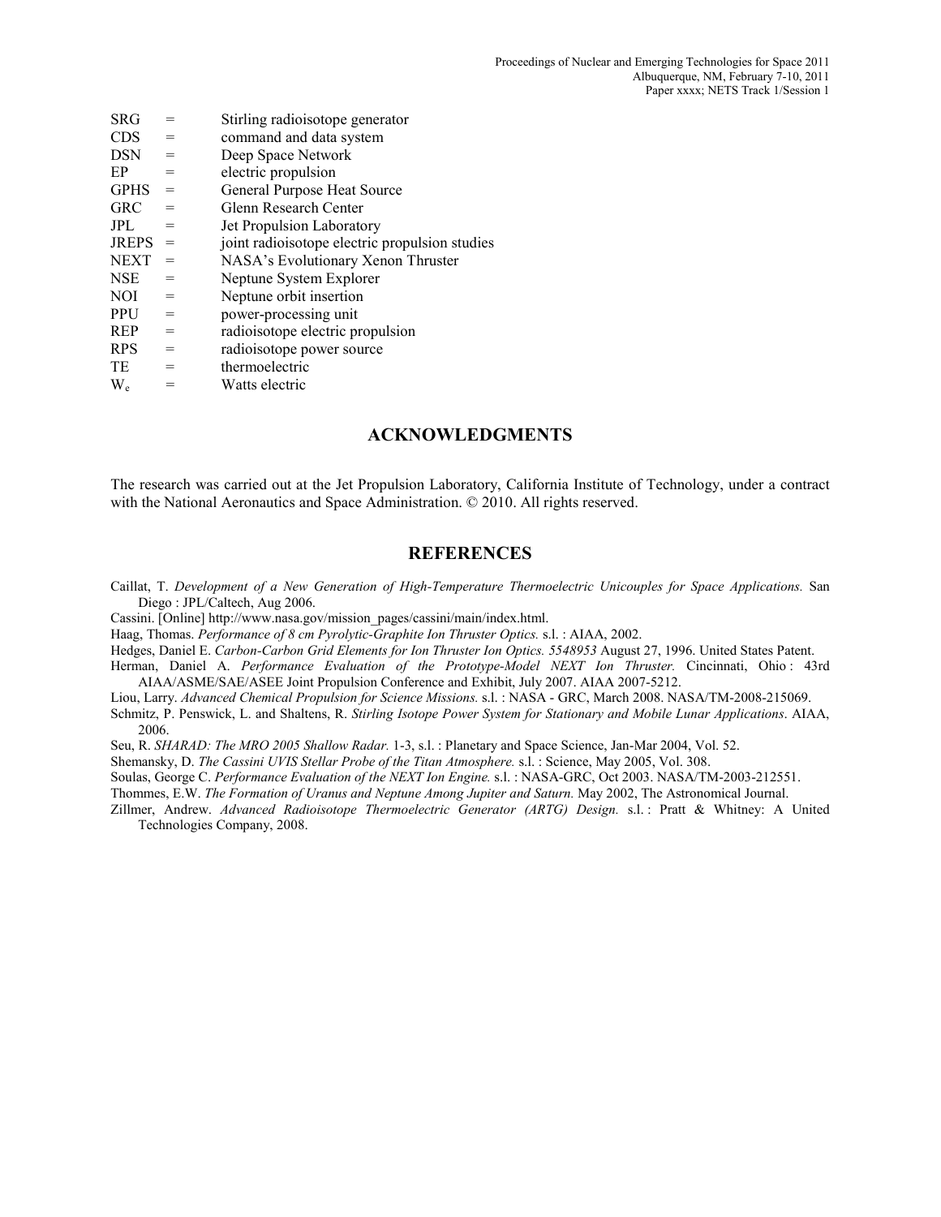SRG = Stirling radioisotope generator
CDS = command and data system
DSN = Deep Space Network
EP = electric propulsion
GPHS = General Purpose Heat Source
GRC = Glenn Research Center
JPL = Jet Propulsion Laboratory
JREPS = joint radioisotope electric propulsion studies
NEXT = NASA's Evolutionary Xenon Thruster
NSE = Neptune System Explorer
NOI = Neptune orbit insertion
PPU = power-processing unit
REP = radioisotope electric propulsion
RPS = radioisotope power source
TE = thermoelectric
$W_e$ = Watts electric

## ACKNOWLEDGMENTS

The research was carried out at the Jet Propulsion Laboratory, California Institute of Technology, under a contract with the National Aeronautics and Space Administration. © 2010. All rights reserved.

## REFERENCES

Caillat, T. *Development of a New Generation of High-Temperature Thermoelectric Unicouples for Space Applications.* San Diego : JPL/Caltech, Aug 2006.

Cassini. [Online] http://www.nasa.gov/mission_pages/cassini/main/index.html.

Haag, Thomas. *Performance of 8 cm Pyrolytic-Graphite Ion Thruster Optics.* s.l. : AIAA, 2002.

Hedges, Daniel E. *Carbon-Carbon Grid Elements for Ion Thruster Ion Optics. 5548953* August 27, 1996. United States Patent.

Herman, Daniel A. *Performance Evaluation of the Prototype-Model NEXT Ion Thruster.* Cincinnati, Ohio : 43rd AIAA/ASME/SAE/ASEE Joint Propulsion Conference and Exhibit, July 2007. AIAA 2007-5212.

Liou, Larry. *Advanced Chemical Propulsion for Science Missions.* s.l. : NASA - GRC, March 2008. NASA/TM-2008-215069.

Schmitz, P. Penswick, L. and Shaltens, R. *Stirling Isotope Power System for Stationary and Mobile Lunar Applications*. AIAA, 2006.

Seu, R. *SHARAD: The MRO 2005 Shallow Radar.* 1-3, s.l. : Planetary and Space Science, Jan-Mar 2004, Vol. 52.

Shemansky, D. *The Cassini UVIS Stellar Probe of the Titan Atmosphere.* s.l. : Science, May 2005, Vol. 308.

Soulas, George C. *Performance Evaluation of the NEXT Ion Engine.* s.l. : NASA-GRC, Oct 2003. NASA/TM-2003-212551.

Thommes, E.W. *The Formation of Uranus and Neptune Among Jupiter and Saturn.* May 2002, The Astronomical Journal.

Zillmer, Andrew. *Advanced Radioisotope Thermoelectric Generator (ARTG) Design.* s.l. : Pratt & Whitney: A United Technologies Company, 2008.